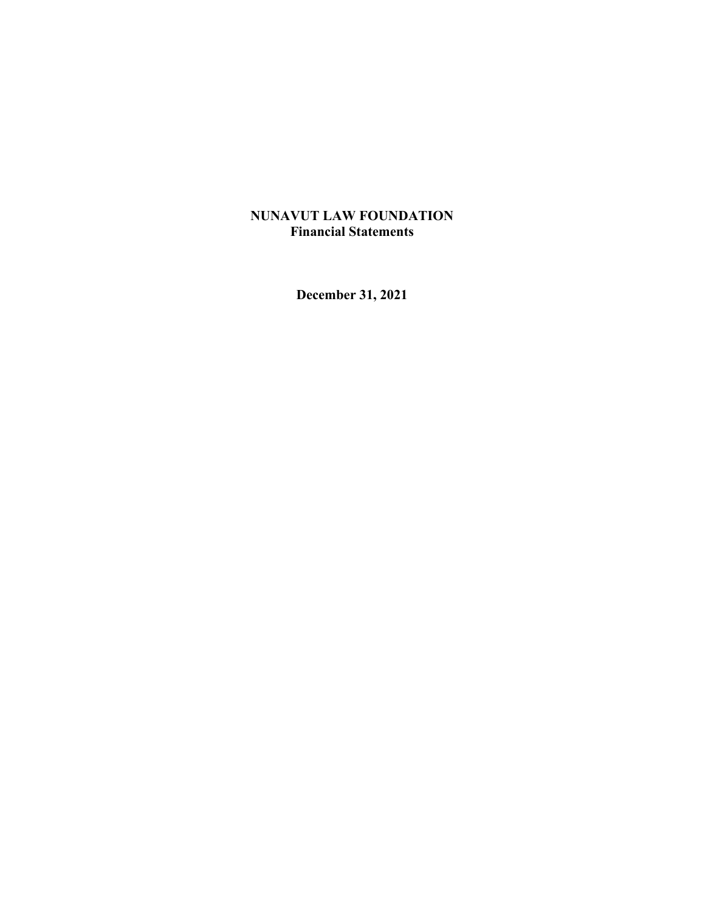# NUNAVUT LAW FOUNDATION
## Financial Statements

**December 31, 2021**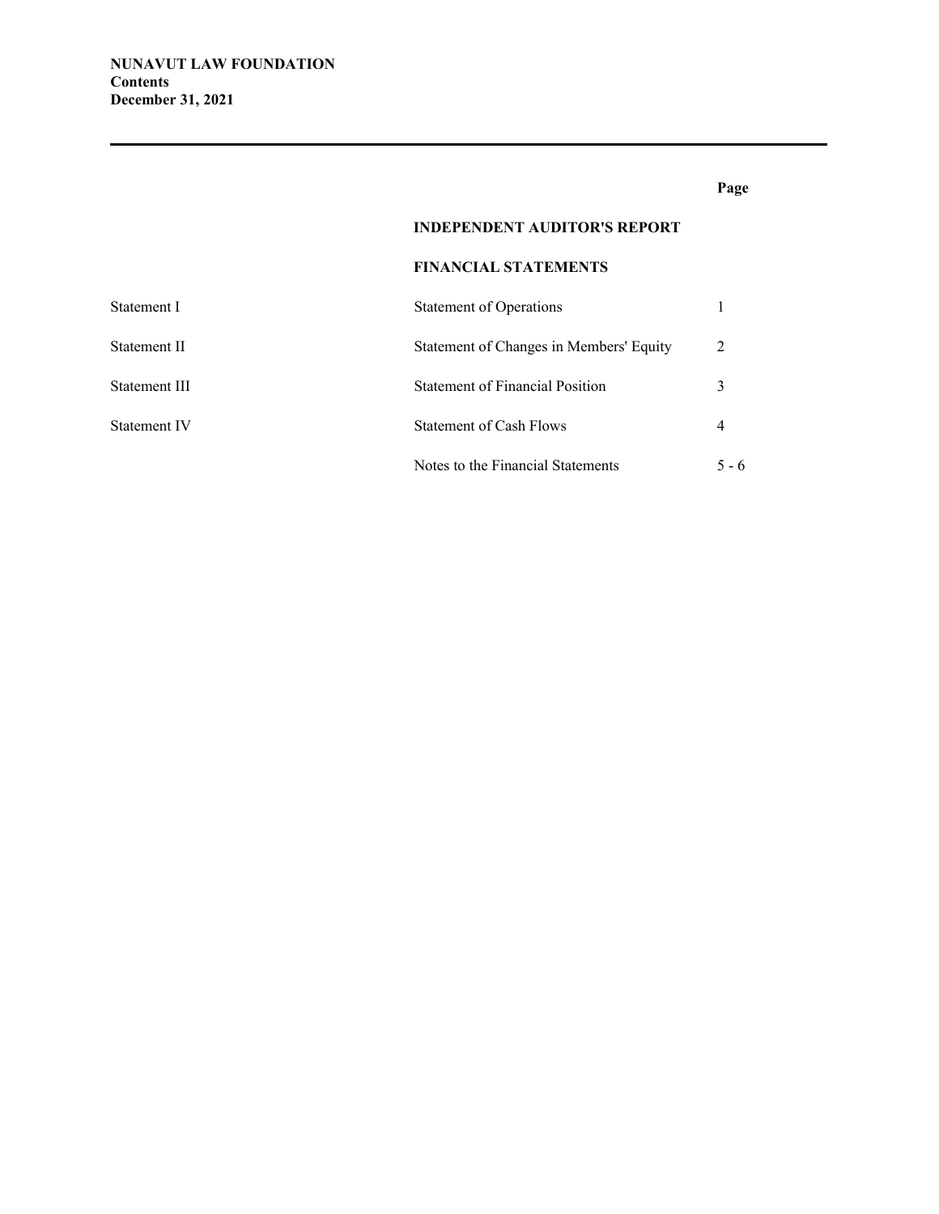**NUNAVUT LAW FOUNDATION**
**Contents**
**December 31, 2021**

---

| | | Page |
|---|---|---|
| | **INDEPENDENT AUDITOR'S REPORT** | |
| | **FINANCIAL STATEMENTS** | |
| Statement I | Statement of Operations | 1 |
| Statement II | Statement of Changes in Members' Equity | 2 |
| Statement III | Statement of Financial Position | 3 |
| Statement IV | Statement of Cash Flows | 4 |
| | Notes to the Financial Statements | 5 - 6 |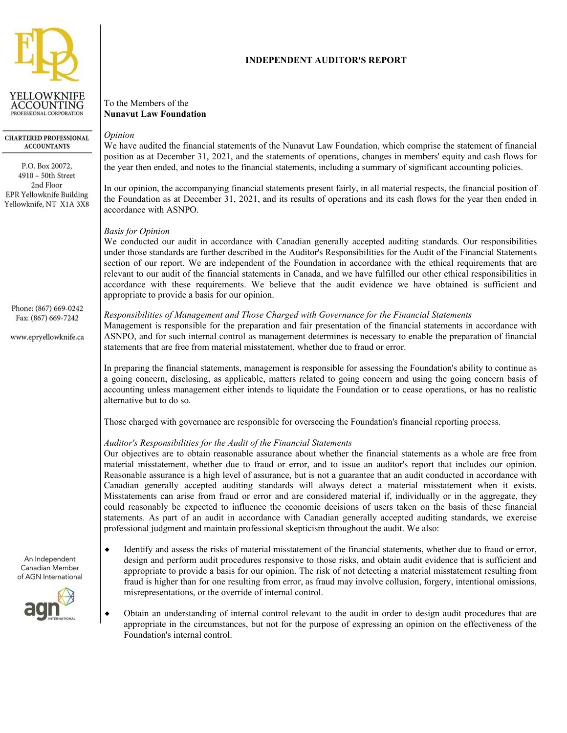YELLOWKNIFE ACCOUNTING
PROFESSIONAL CORPORATION

CHARTERED PROFESSIONAL ACCOUNTANTS

P.O. Box 20072,
4910 – 50th Street
2nd Floor
EPR Yellowknife Building
Yellowknife, NT X1A 3X8

Phone: (867) 669-0242
Fax: (867) 669-7242

www.epryellowknife.ca

An Independent Canadian Member of AGN International

## INDEPENDENT AUDITOR'S REPORT

To the Members of the
**Nunavut Law Foundation**

*Opinion*
We have audited the financial statements of the Nunavut Law Foundation, which comprise the statement of financial position as at December 31, 2021, and the statements of operations, changes in members' equity and cash flows for the year then ended, and notes to the financial statements, including a summary of significant accounting policies.

In our opinion, the accompanying financial statements present fairly, in all material respects, the financial position of the Foundation as at December 31, 2021, and its results of operations and its cash flows for the year then ended in accordance with ASNPO.

*Basis for Opinion*
We conducted our audit in accordance with Canadian generally accepted auditing standards. Our responsibilities under those standards are further described in the Auditor's Responsibilities for the Audit of the Financial Statements section of our report. We are independent of the Foundation in accordance with the ethical requirements that are relevant to our audit of the financial statements in Canada, and we have fulfilled our other ethical responsibilities in accordance with these requirements. We believe that the audit evidence we have obtained is sufficient and appropriate to provide a basis for our opinion.

*Responsibilities of Management and Those Charged with Governance for the Financial Statements*
Management is responsible for the preparation and fair presentation of the financial statements in accordance with ASNPO, and for such internal control as management determines is necessary to enable the preparation of financial statements that are free from material misstatement, whether due to fraud or error.

In preparing the financial statements, management is responsible for assessing the Foundation's ability to continue as a going concern, disclosing, as applicable, matters related to going concern and using the going concern basis of accounting unless management either intends to liquidate the Foundation or to cease operations, or has no realistic alternative but to do so.

Those charged with governance are responsible for overseeing the Foundation's financial reporting process.

*Auditor's Responsibilities for the Audit of the Financial Statements*
Our objectives are to obtain reasonable assurance about whether the financial statements as a whole are free from material misstatement, whether due to fraud or error, and to issue an auditor's report that includes our opinion. Reasonable assurance is a high level of assurance, but is not a guarantee that an audit conducted in accordance with Canadian generally accepted auditing standards will always detect a material misstatement when it exists. Misstatements can arise from fraud or error and are considered material if, individually or in the aggregate, they could reasonably be expected to influence the economic decisions of users taken on the basis of these financial statements. As part of an audit in accordance with Canadian generally accepted auditing standards, we exercise professional judgment and maintain professional skepticism throughout the audit. We also:

- Identify and assess the risks of material misstatement of the financial statements, whether due to fraud or error, design and perform audit procedures responsive to those risks, and obtain audit evidence that is sufficient and appropriate to provide a basis for our opinion. The risk of not detecting a material misstatement resulting from fraud is higher than for one resulting from error, as fraud may involve collusion, forgery, intentional omissions, misrepresentations, or the override of internal control.

- Obtain an understanding of internal control relevant to the audit in order to design audit procedures that are appropriate in the circumstances, but not for the purpose of expressing an opinion on the effectiveness of the Foundation's internal control.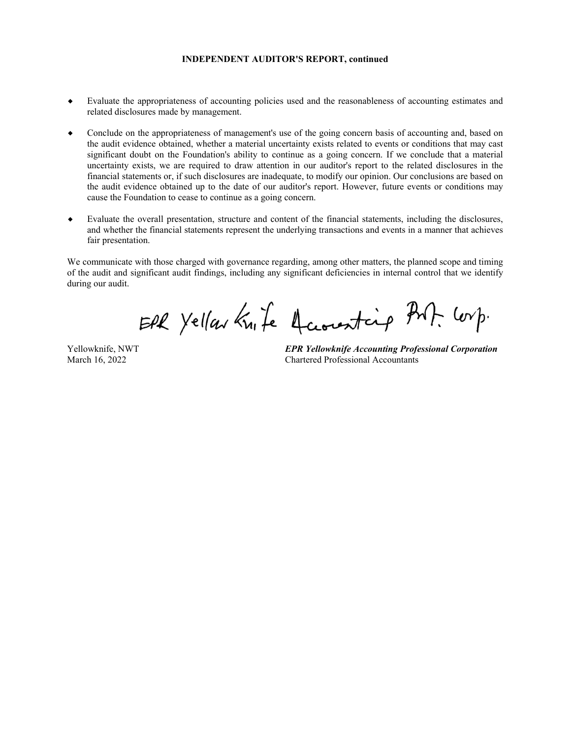**INDEPENDENT AUDITOR'S REPORT, continued**

- Evaluate the appropriateness of accounting policies used and the reasonableness of accounting estimates and related disclosures made by management.
- Conclude on the appropriateness of management's use of the going concern basis of accounting and, based on the audit evidence obtained, whether a material uncertainty exists related to events or conditions that may cast significant doubt on the Foundation's ability to continue as a going concern. If we conclude that a material uncertainty exists, we are required to draw attention in our auditor's report to the related disclosures in the financial statements or, if such disclosures are inadequate, to modify our opinion. Our conclusions are based on the audit evidence obtained up to the date of our auditor's report. However, future events or conditions may cause the Foundation to cease to continue as a going concern.
- Evaluate the overall presentation, structure and content of the financial statements, including the disclosures, and whether the financial statements represent the underlying transactions and events in a manner that achieves fair presentation.

We communicate with those charged with governance regarding, among other matters, the planned scope and timing of the audit and significant audit findings, including any significant deficiencies in internal control that we identify during our audit.

EPR Yellowknife Accounting Prof. Corp.

Yellowknife, NWT
March 16, 2022

***EPR Yellowknife Accounting Professional Corporation***
Chartered Professional Accountants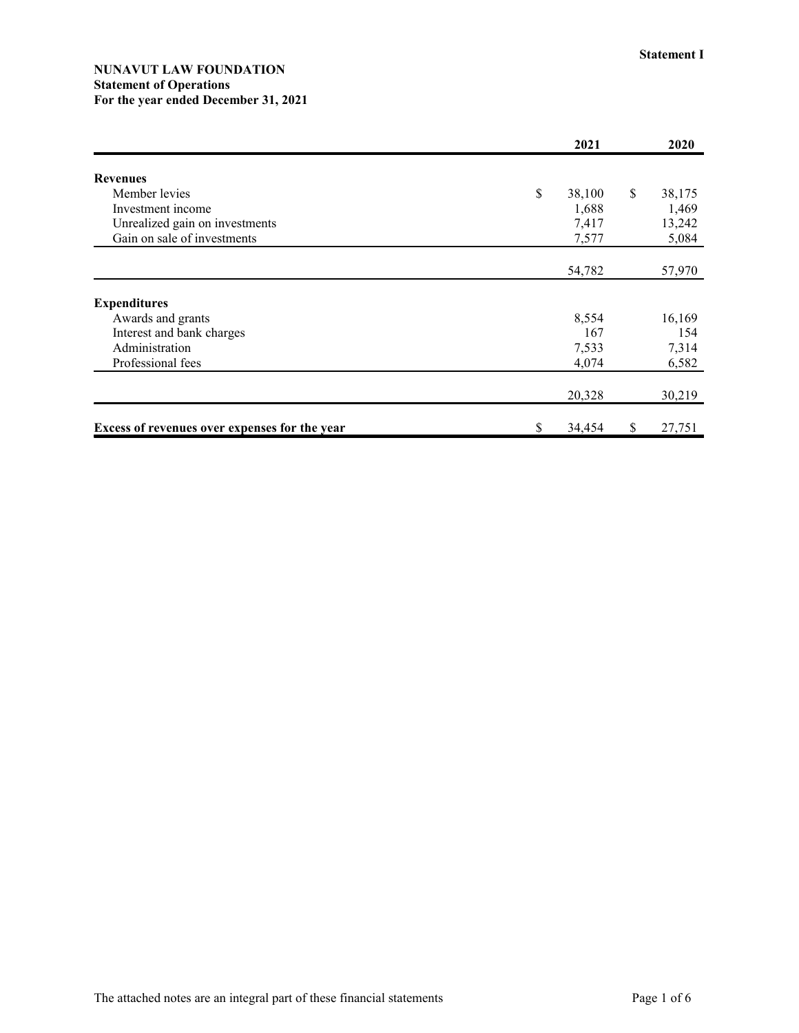**Statement I**

**NUNAVUT LAW FOUNDATION**
**Statement of Operations**
**For the year ended December 31, 2021**

| | 2021 | 2020 |
|---|---|---|
| **Revenues** | | |
| Member levies | $ 38,100 | $ 38,175 |
| Investment income | 1,688 | 1,469 |
| Unrealized gain on investments | 7,417 | 13,242 |
| Gain on sale of investments | 7,577 | 5,084 |
| | 54,782 | 57,970 |
| **Expenditures** | | |
| Awards and grants | 8,554 | 16,169 |
| Interest and bank charges | 167 | 154 |
| Administration | 7,533 | 7,314 |
| Professional fees | 4,074 | 6,582 |
| | 20,328 | 30,219 |
| **Excess of revenues over expenses for the year** | $ 34,454 | $ 27,751 |

The attached notes are an integral part of these financial statements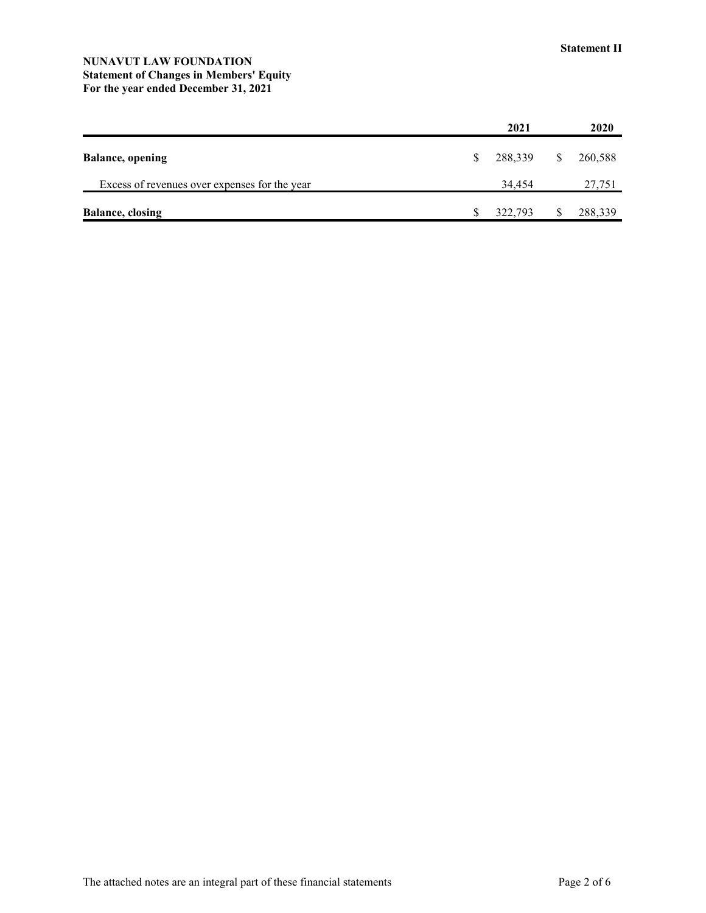Statement II

**NUNAVUT LAW FOUNDATION**
**Statement of Changes in Members' Equity**
**For the year ended December 31, 2021**

| | 2021 | 2020 |
|---|---|---|
| **Balance, opening** | $ 288,339 | $ 260,588 |
| Excess of revenues over expenses for the year | 34,454 | 27,751 |
| **Balance, closing** | $ 322,793 | $ 288,339 |

The attached notes are an integral part of these financial statements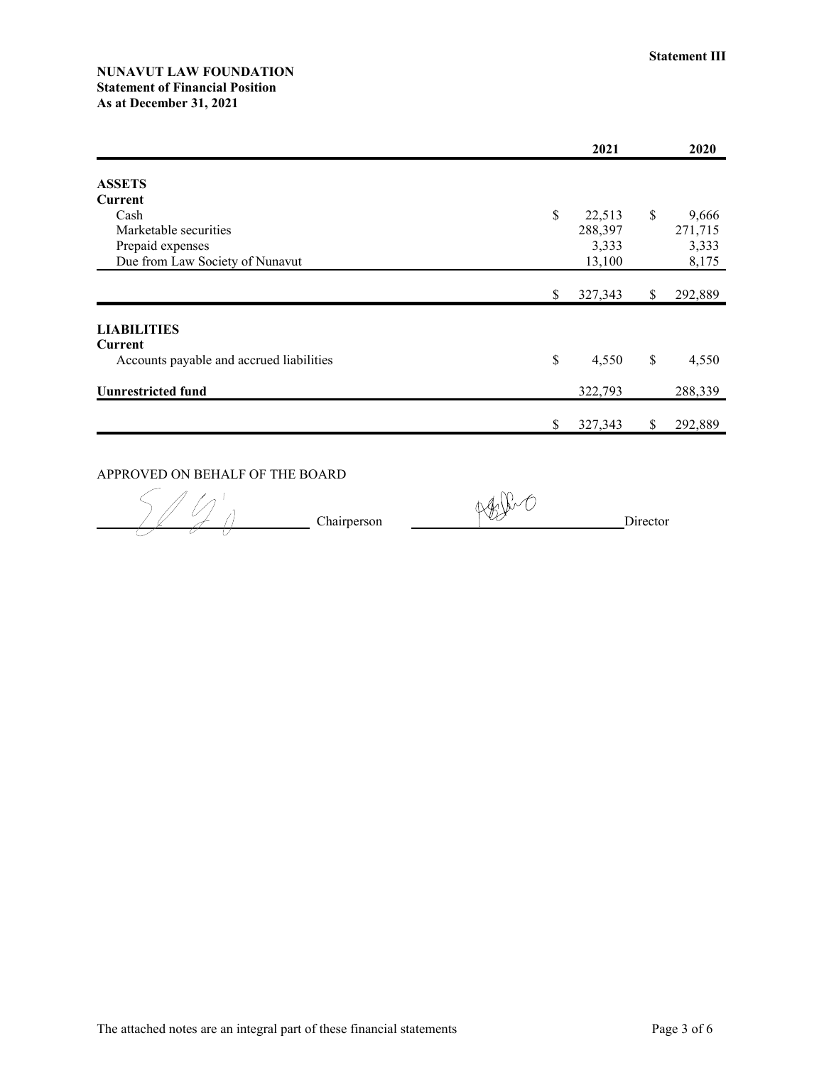**Statement III**

**NUNAVUT LAW FOUNDATION**
**Statement of Financial Position**
**As at December 31, 2021**

| | 2021 | 2020 |
|---|---|---|
| **ASSETS** | | |
| **Current** | | |
| Cash | $ 22,513 | $ 9,666 |
| Marketable securities | 288,397 | 271,715 |
| Prepaid expenses | 3,333 | 3,333 |
| Due from Law Society of Nunavut | 13,100 | 8,175 |
| | $ 327,343 | $ 292,889 |
| **LIABILITIES** | | |
| **Current** | | |
| Accounts payable and accrued liabilities | $ 4,550 | $ 4,550 |
| **Uunrestricted fund** | 322,793 | 288,339 |
| | $ 327,343 | $ 292,889 |

APPROVED ON BEHALF OF THE BOARD

_______________ Chairperson _______________ Director

The attached notes are an integral part of these financial statements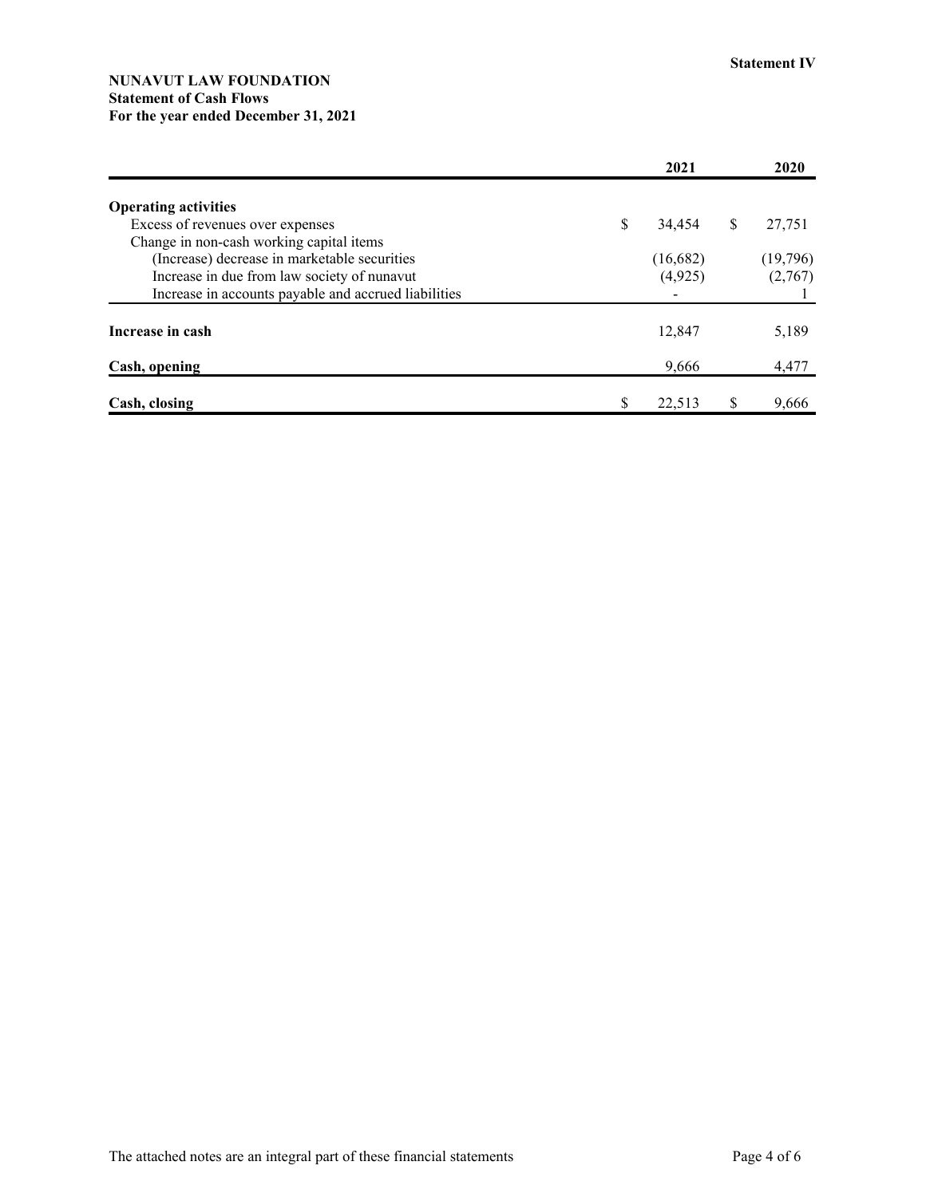**Statement IV**

**NUNAVUT LAW FOUNDATION**
**Statement of Cash Flows**
**For the year ended December 31, 2021**

| | 2021 | 2020 |
|---|---|---|
| **Operating activities** | | |
| Excess of revenues over expenses | $ 34,454 | $ 27,751 |
| Change in non-cash working capital items | | |
| (Increase) decrease in marketable securities | (16,682) | (19,796) |
| Increase in due from law society of nunavut | (4,925) | (2,767) |
| Increase in accounts payable and accrued liabilities | - | 1 |
| **Increase in cash** | 12,847 | 5,189 |
| **Cash, opening** | 9,666 | 4,477 |
| **Cash, closing** | $ 22,513 | $ 9,666 |

The attached notes are an integral part of these financial statements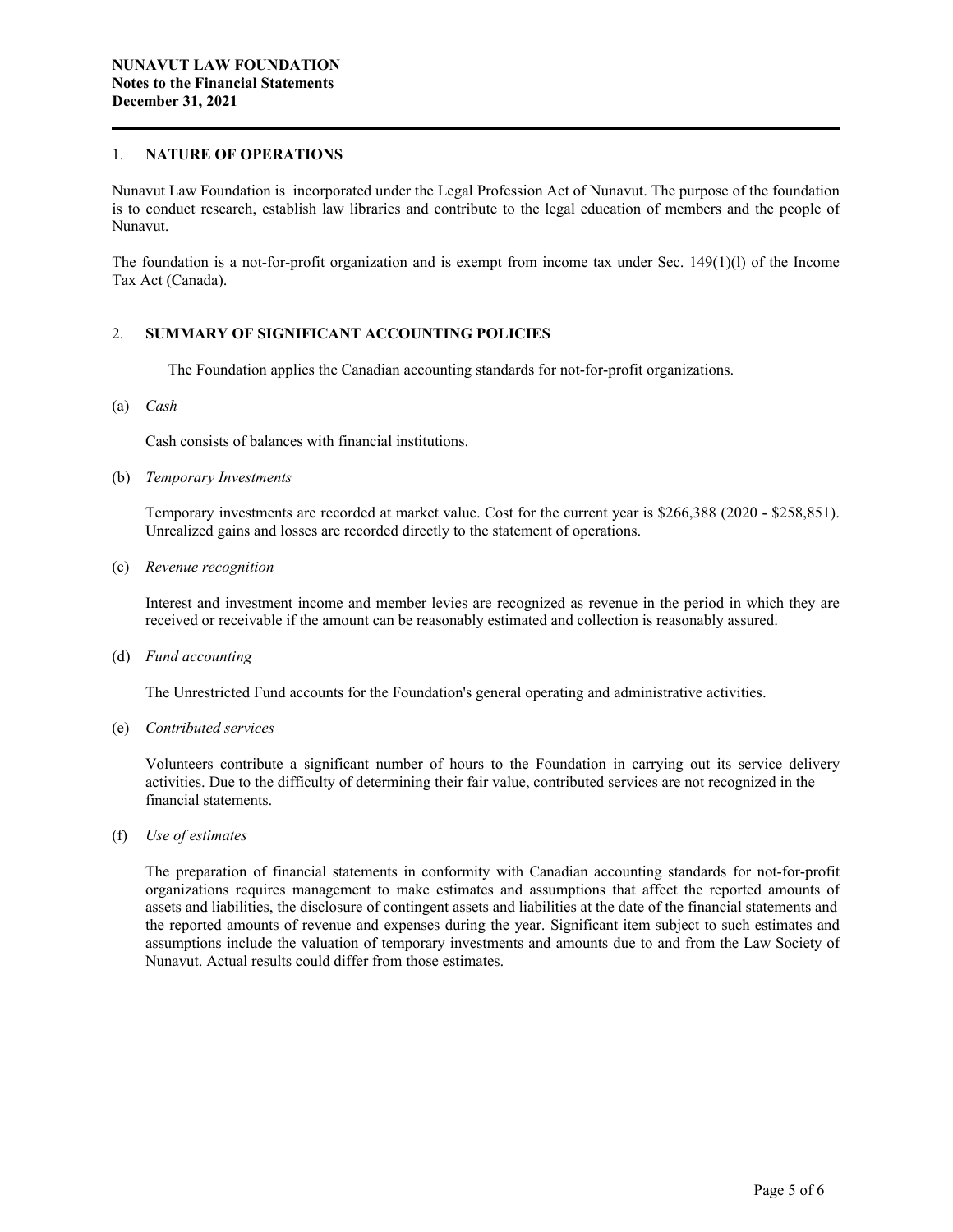**NUNAVUT LAW FOUNDATION**
**Notes to the Financial Statements**
**December 31, 2021**

## 1. NATURE OF OPERATIONS

Nunavut Law Foundation is incorporated under the Legal Profession Act of Nunavut. The purpose of the foundation is to conduct research, establish law libraries and contribute to the legal education of members and the people of Nunavut.

The foundation is a not-for-profit organization and is exempt from income tax under Sec. 149(1)(l) of the Income Tax Act (Canada).

## 2. SUMMARY OF SIGNIFICANT ACCOUNTING POLICIES

The Foundation applies the Canadian accounting standards for not-for-profit organizations.

(a) *Cash*

Cash consists of balances with financial institutions.

(b) *Temporary Investments*

Temporary investments are recorded at market value. Cost for the current year is $266,388 (2020 - $258,851). Unrealized gains and losses are recorded directly to the statement of operations.

(c) *Revenue recognition*

Interest and investment income and member levies are recognized as revenue in the period in which they are received or receivable if the amount can be reasonably estimated and collection is reasonably assured.

(d) *Fund accounting*

The Unrestricted Fund accounts for the Foundation's general operating and administrative activities.

(e) *Contributed services*

Volunteers contribute a significant number of hours to the Foundation in carrying out its service delivery activities. Due to the difficulty of determining their fair value, contributed services are not recognized in the financial statements.

(f) *Use of estimates*

The preparation of financial statements in conformity with Canadian accounting standards for not-for-profit organizations requires management to make estimates and assumptions that affect the reported amounts of assets and liabilities, the disclosure of contingent assets and liabilities at the date of the financial statements and the reported amounts of revenue and expenses during the year. Significant item subject to such estimates and assumptions include the valuation of temporary investments and amounts due to and from the Law Society of Nunavut. Actual results could differ from those estimates.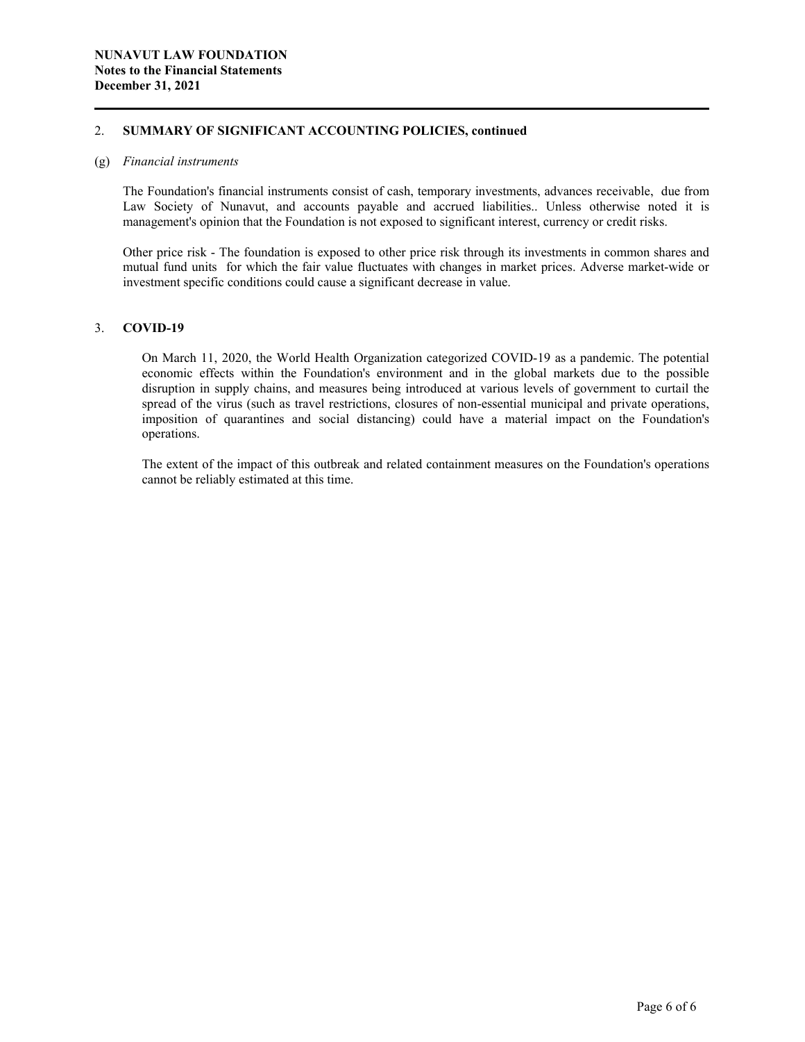2. **SUMMARY OF SIGNIFICANT ACCOUNTING POLICIES, continued**

(g) *Financial instruments*

The Foundation's financial instruments consist of cash, temporary investments, advances receivable, due from Law Society of Nunavut, and accounts payable and accrued liabilities.. Unless otherwise noted it is management's opinion that the Foundation is not exposed to significant interest, currency or credit risks.

Other price risk - The foundation is exposed to other price risk through its investments in common shares and mutual fund units for which the fair value fluctuates with changes in market prices. Adverse market-wide or investment specific conditions could cause a significant decrease in value.

3. **COVID-19**

On March 11, 2020, the World Health Organization categorized COVID-19 as a pandemic. The potential economic effects within the Foundation's environment and in the global markets due to the possible disruption in supply chains, and measures being introduced at various levels of government to curtail the spread of the virus (such as travel restrictions, closures of non-essential municipal and private operations, imposition of quarantines and social distancing) could have a material impact on the Foundation's operations.

The extent of the impact of this outbreak and related containment measures on the Foundation's operations cannot be reliably estimated at this time.